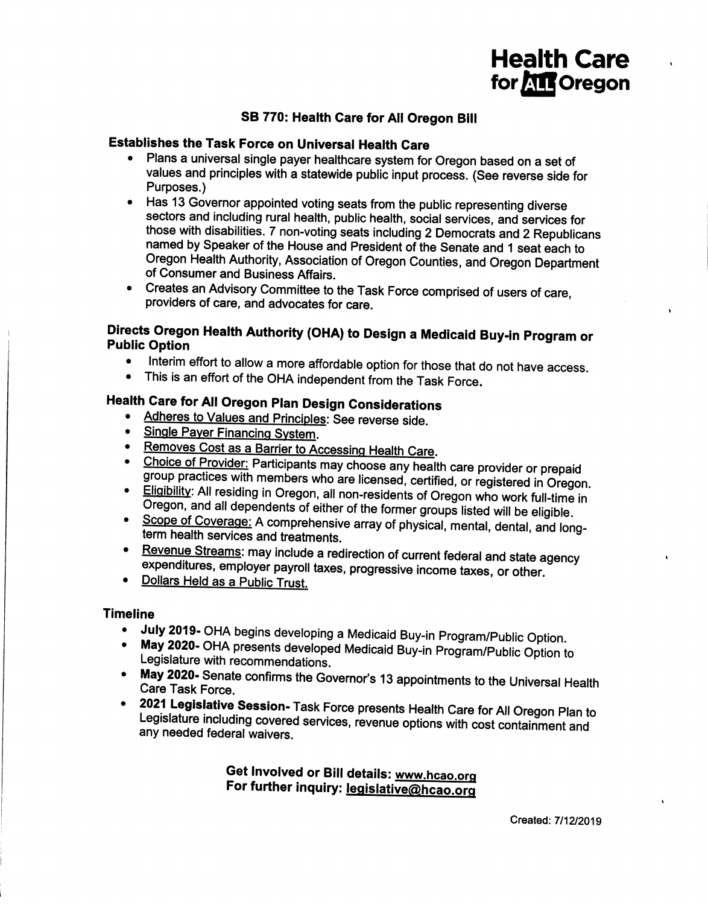**Health Care for ALL Oregon**

# SB 770: Health Care for All Oregon Bill

## Establishes the Task Force on Universal Health Care

- Plans a universal single payer healthcare system for Oregon based on a set of values and principles with a statewide public input process. (See reverse side for Purposes.)
- Has 13 Governor appointed voting seats from the public representing diverse sectors and including rural health, public health, social services, and services for those with disabilities. 7 non-voting seats including 2 Democrats and 2 Republicans named by Speaker of the House and President of the Senate and 1 seat each to Oregon Health Authority, Association of Oregon Counties, and Oregon Department of Consumer and Business Affairs.
- Creates an Advisory Committee to the Task Force comprised of users of care, providers of care, and advocates for care.

## Directs Oregon Health Authority (OHA) to Design a Medicaid Buy-in Program or Public Option

- Interim effort to allow a more affordable option for those that do not have access.
- This is an effort of the OHA independent from the Task Force.

## Health Care for All Oregon Plan Design Considerations

- Adheres to Values and Principles: See reverse side.
- Single Payer Financing System.
- Removes Cost as a Barrier to Accessing Health Care.
- Choice of Provider: Participants may choose any health care provider or prepaid group practices with members who are licensed, certified, or registered in Oregon.
- Eligibility: All residing in Oregon, all non-residents of Oregon who work full-time in Oregon, and all dependents of either of the former groups listed will be eligible.
- Scope of Coverage: A comprehensive array of physical, mental, dental, and long-term health services and treatments.
- Revenue Streams: may include a redirection of current federal and state agency expenditures, employer payroll taxes, progressive income taxes, or other.
- Dollars Held as a Public Trust.

## Timeline

- **July 2019-** OHA begins developing a Medicaid Buy-in Program/Public Option.
- **May 2020-** OHA presents developed Medicaid Buy-in Program/Public Option to Legislature with recommendations.
- **May 2020-** Senate confirms the Governor's 13 appointments to the Universal Health Care Task Force.
- **2021 Legislative Session-** Task Force presents Health Care for All Oregon Plan to Legislature including covered services, revenue options with cost containment and any needed federal waivers.

**Get Involved or Bill details: www.hcao.org**
**For further inquiry: legislative@hcao.org**

Created: 7/12/2019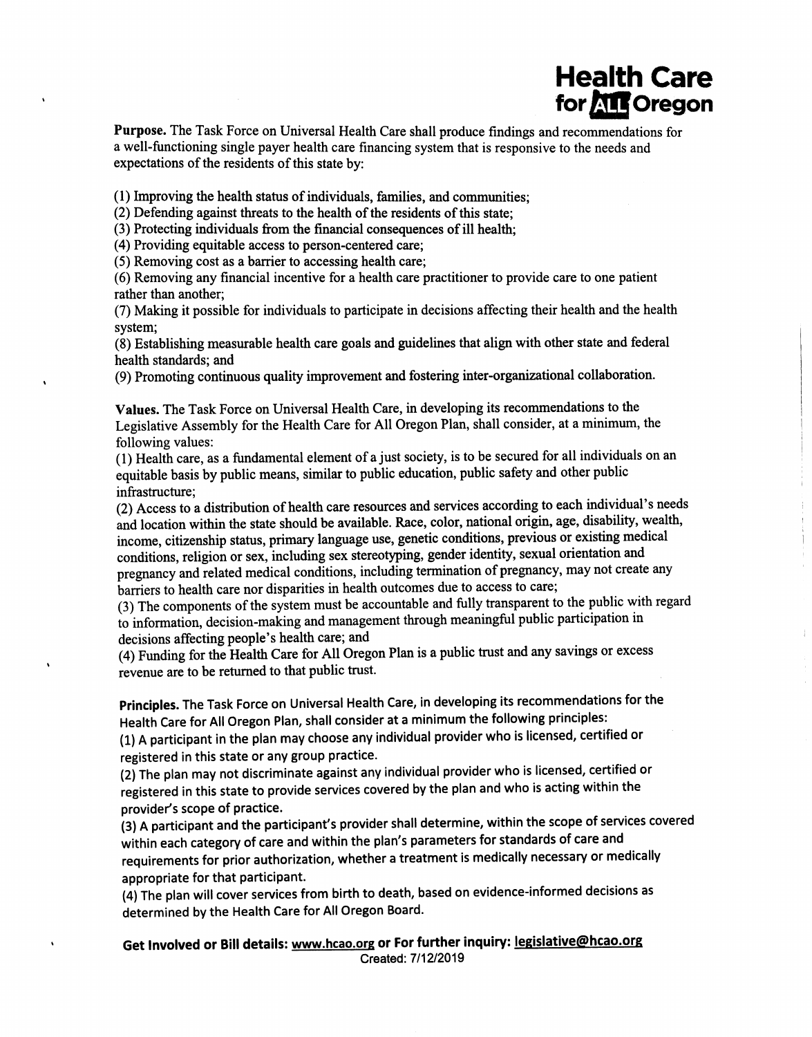# Health Care for ALL Oregon

**Purpose.** The Task Force on Universal Health Care shall produce findings and recommendations for a well-functioning single payer health care financing system that is responsive to the needs and expectations of the residents of this state by:

(1) Improving the health status of individuals, families, and communities;
(2) Defending against threats to the health of the residents of this state;
(3) Protecting individuals from the financial consequences of ill health;
(4) Providing equitable access to person-centered care;
(5) Removing cost as a barrier to accessing health care;
(6) Removing any financial incentive for a health care practitioner to provide care to one patient rather than another;
(7) Making it possible for individuals to participate in decisions affecting their health and the health system;
(8) Establishing measurable health care goals and guidelines that align with other state and federal health standards; and
(9) Promoting continuous quality improvement and fostering inter-organizational collaboration.

**Values.** The Task Force on Universal Health Care, in developing its recommendations to the Legislative Assembly for the Health Care for All Oregon Plan, shall consider, at a minimum, the following values:
(1) Health care, as a fundamental element of a just society, is to be secured for all individuals on an equitable basis by public means, similar to public education, public safety and other public infrastructure;
(2) Access to a distribution of health care resources and services according to each individual's needs and location within the state should be available. Race, color, national origin, age, disability, wealth, income, citizenship status, primary language use, genetic conditions, previous or existing medical conditions, religion or sex, including sex stereotyping, gender identity, sexual orientation and pregnancy and related medical conditions, including termination of pregnancy, may not create any barriers to health care nor disparities in health outcomes due to access to care;
(3) The components of the system must be accountable and fully transparent to the public with regard to information, decision-making and management through meaningful public participation in decisions affecting people's health care; and
(4) Funding for the Health Care for All Oregon Plan is a public trust and any savings or excess revenue are to be returned to that public trust.

**Principles.** The Task Force on Universal Health Care, in developing its recommendations for the Health Care for All Oregon Plan, shall consider at a minimum the following principles:
(1) A participant in the plan may choose any individual provider who is licensed, certified or registered in this state or any group practice.
(2) The plan may not discriminate against any individual provider who is licensed, certified or registered in this state to provide services covered by the plan and who is acting within the provider's scope of practice.
(3) A participant and the participant's provider shall determine, within the scope of services covered within each category of care and within the plan's parameters for standards of care and requirements for prior authorization, whether a treatment is medically necessary or medically appropriate for that participant.
(4) The plan will cover services from birth to death, based on evidence-informed decisions as determined by the Health Care for All Oregon Board.

**Get Involved or Bill details: www.hcao.org or For further inquiry: legislative@hcao.org**

Created: 7/12/2019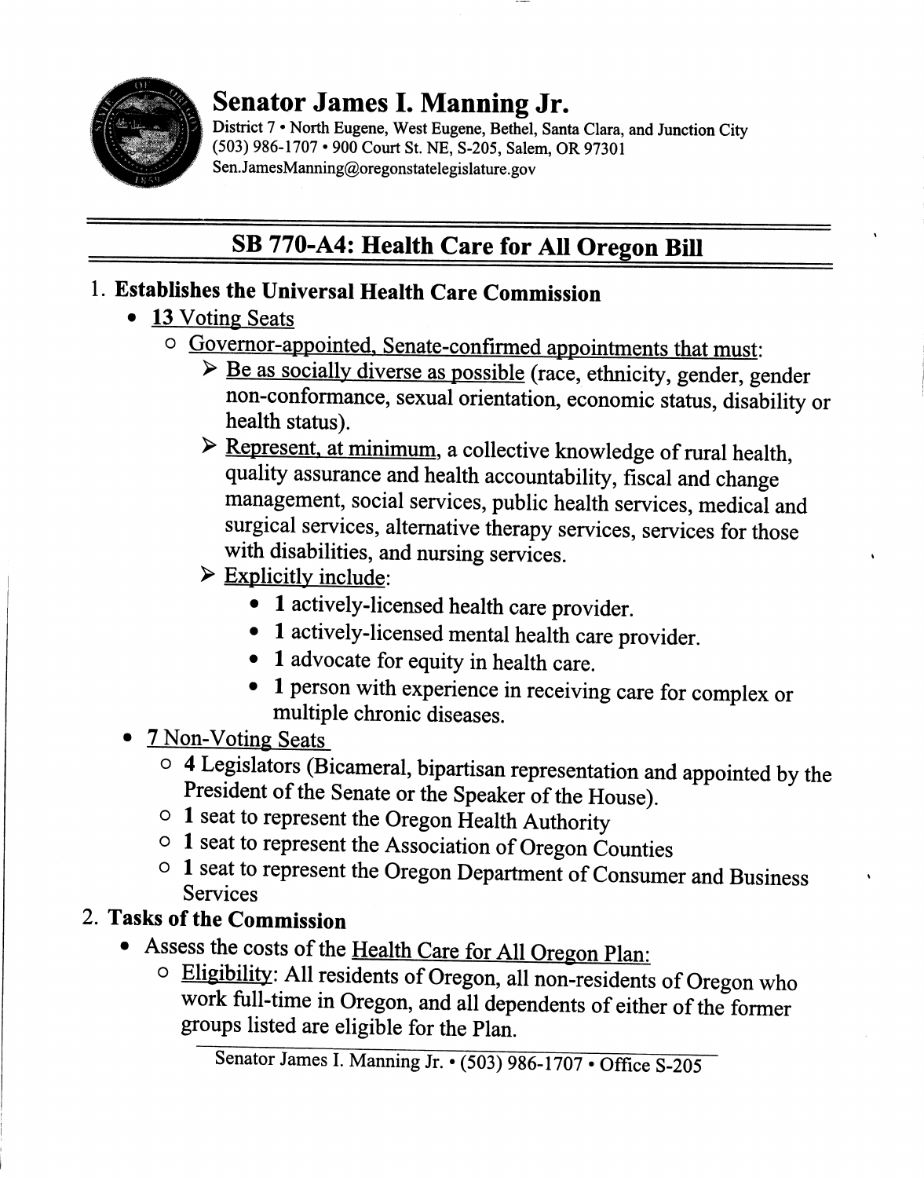# Senator James I. Manning Jr.

District 7 • North Eugene, West Eugene, Bethel, Santa Clara, and Junction City
(503) 986-1707 • 900 Court St. NE, S-205, Salem, OR 97301
Sen.JamesManning@oregonstatelegislature.gov

## SB 770-A4: Health Care for All Oregon Bill

1. **Establishes the Universal Health Care Commission**
   - 13 Voting Seats
     - Governor-appointed, Senate-confirmed appointments that must:
       - Be as socially diverse as possible (race, ethnicity, gender, gender non-conformance, sexual orientation, economic status, disability or health status).
       - Represent, at minimum, a collective knowledge of rural health, quality assurance and health accountability, fiscal and change management, social services, public health services, medical and surgical services, alternative therapy services, services for those with disabilities, and nursing services.
       - Explicitly include:
         - **1** actively-licensed health care provider.
         - **1** actively-licensed mental health care provider.
         - **1** advocate for equity in health care.
         - **1** person with experience in receiving care for complex or multiple chronic diseases.
   - 7 Non-Voting Seats
     - **4** Legislators (Bicameral, bipartisan representation and appointed by the President of the Senate or the Speaker of the House).
     - **1** seat to represent the Oregon Health Authority
     - **1** seat to represent the Association of Oregon Counties
     - **1** seat to represent the Oregon Department of Consumer and Business Services
2. **Tasks of the Commission**
   - Assess the costs of the Health Care for All Oregon Plan:
     - Eligibility: All residents of Oregon, all non-residents of Oregon who work full-time in Oregon, and all dependents of either of the former groups listed are eligible for the Plan.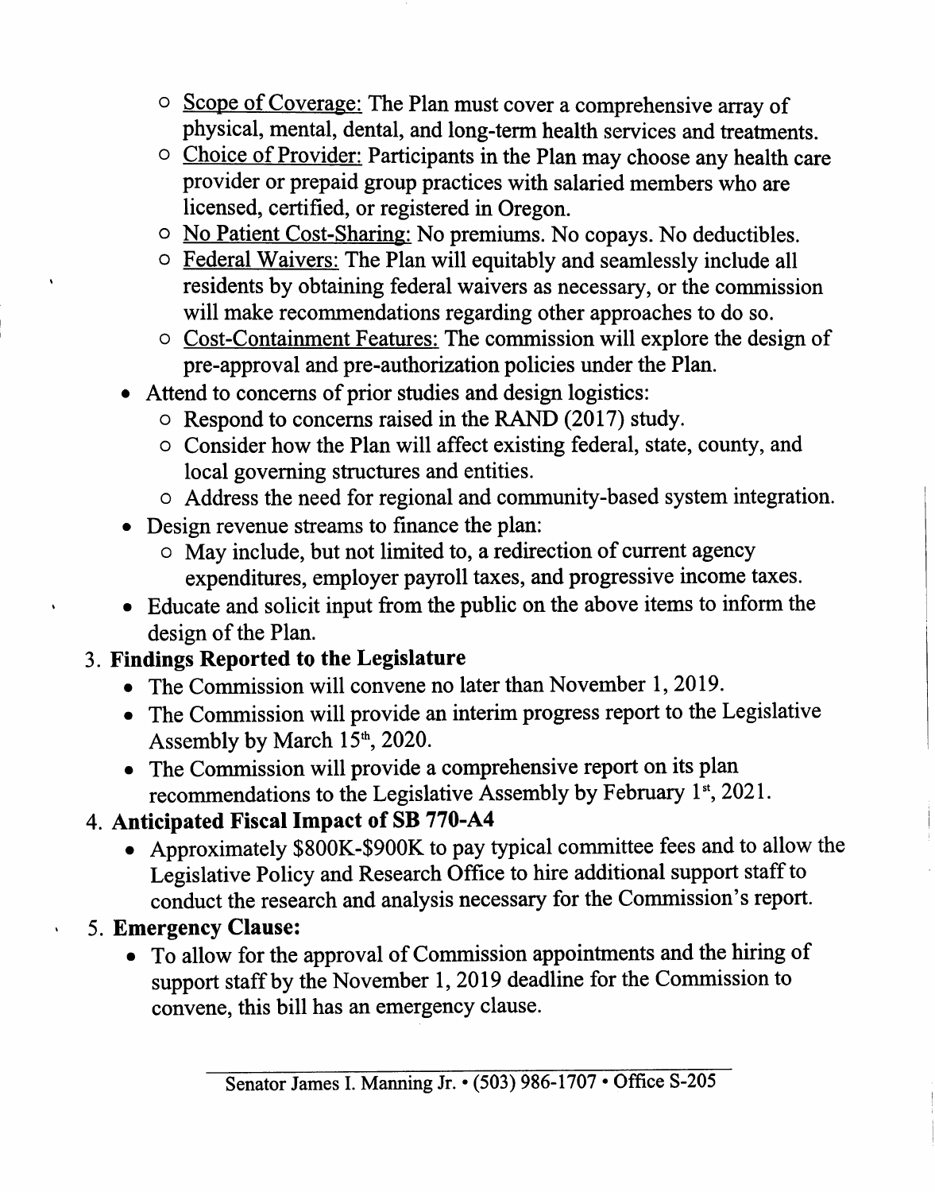- Scope of Coverage: The Plan must cover a comprehensive array of physical, mental, dental, and long-term health services and treatments.
  - Choice of Provider: Participants in the Plan may choose any health care provider or prepaid group practices with salaried members who are licensed, certified, or registered in Oregon.
  - No Patient Cost-Sharing: No premiums. No copays. No deductibles.
  - Federal Waivers: The Plan will equitably and seamlessly include all residents by obtaining federal waivers as necessary, or the commission will make recommendations regarding other approaches to do so.
  - Cost-Containment Features: The commission will explore the design of pre-approval and pre-authorization policies under the Plan.
- Attend to concerns of prior studies and design logistics:
  - Respond to concerns raised in the RAND (2017) study.
  - Consider how the Plan will affect existing federal, state, county, and local governing structures and entities.
  - Address the need for regional and community-based system integration.
- Design revenue streams to finance the plan:
  - May include, but not limited to, a redirection of current agency expenditures, employer payroll taxes, and progressive income taxes.
- Educate and solicit input from the public on the above items to inform the design of the Plan.

3. **Findings Reported to the Legislature**
   - The Commission will convene no later than November 1, 2019.
   - The Commission will provide an interim progress report to the Legislative Assembly by March 15th, 2020.
   - The Commission will provide a comprehensive report on its plan recommendations to the Legislative Assembly by February 1st, 2021.
4. **Anticipated Fiscal Impact of SB 770-A4**
   - Approximately \$800K-\$900K to pay typical committee fees and to allow the Legislative Policy and Research Office to hire additional support staff to conduct the research and analysis necessary for the Commission's report.
5. **Emergency Clause:**
   - To allow for the approval of Commission appointments and the hiring of support staff by the November 1, 2019 deadline for the Commission to convene, this bill has an emergency clause.

Senator James I. Manning Jr. • (503) 986-1707 • Office S-205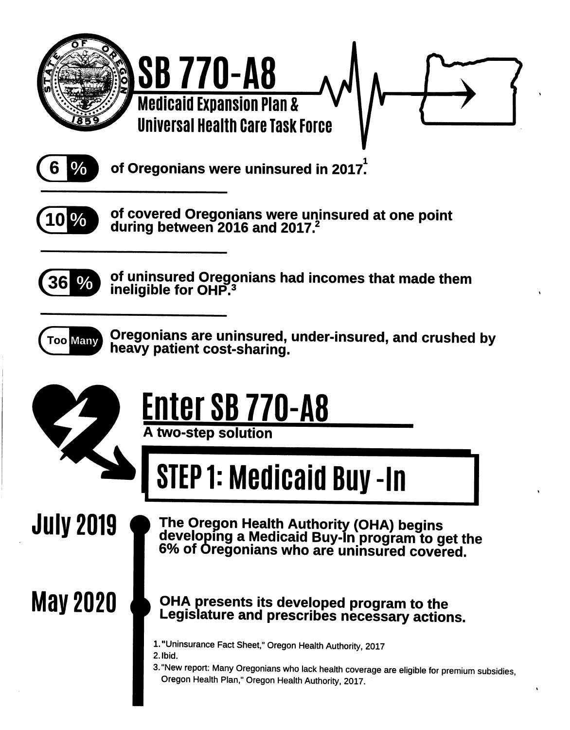# SB 770-A8

## Medicaid Expansion Plan & Universal Health Care Task Force

**6 %** of Oregonians were uninsured in 2017.[1]

**10 %** of covered Oregonians were uninsured at one point during between 2016 and 2017.[2]

**36 %** of uninsured Oregonians had incomes that made them ineligible for OHP.[3]

**Too Many** Oregonians are uninsured, under-insured, and crushed by heavy patient cost-sharing.

# Enter SB 770-A8

**A two-step solution**

## STEP 1: Medicaid Buy -In

**July 2019** — The Oregon Health Authority (OHA) begins developing a Medicaid Buy-In program to get the 6% of Oregonians who are uninsured covered.

**May 2020** — OHA presents its developed program to the Legislature and prescribes necessary actions.

1. "Uninsurance Fact Sheet," Oregon Health Authority, 2017
2. Ibid.
3. "New report: Many Oregonians who lack health coverage are eligible for premium subsidies, Oregon Health Plan," Oregon Health Authority, 2017.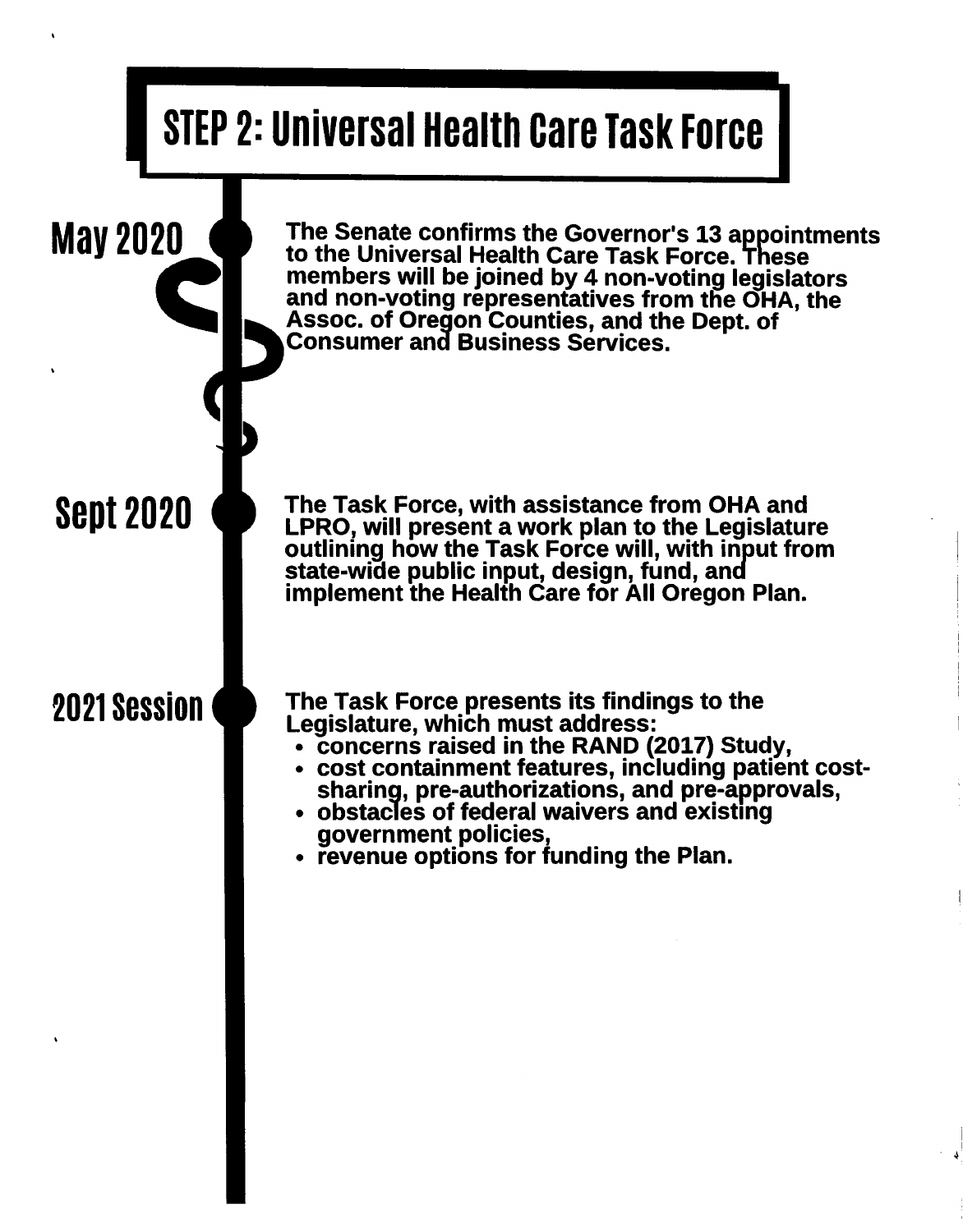# STEP 2: Universal Health Care Task Force

**May 2020**

The Senate confirms the Governor's 13 appointments to the Universal Health Care Task Force. These members will be joined by 4 non-voting legislators and non-voting representatives from the OHA, the Assoc. of Oregon Counties, and the Dept. of Consumer and Business Services.

**Sept 2020**

The Task Force, with assistance from OHA and LPRO, will present a work plan to the Legislature outlining how the Task Force will, with input from state-wide public input, design, fund, and implement the Health Care for All Oregon Plan.

**2021 Session**

The Task Force presents its findings to the Legislature, which must address:

- concerns raised in the RAND (2017) Study,
- cost containment features, including patient cost-sharing, pre-authorizations, and pre-approvals,
- obstacles of federal waivers and existing government policies,
- revenue options for funding the Plan.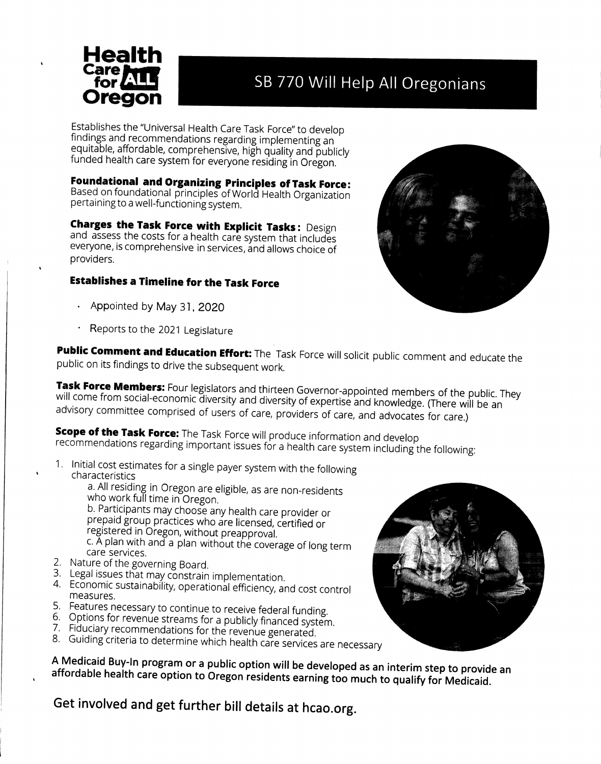**Health Care for ALL Oregon**

# SB 770 Will Help All Oregonians

Establishes the "Universal Health Care Task Force" to develop findings and recommendations regarding implementing an equitable, affordable, comprehensive, high quality and publicly funded health care system for everyone residing in Oregon.

**Foundational and Organizing Principles of Task Force:** Based on foundational principles of World Health Organization pertaining to a well-functioning system.

**Charges the Task Force with Explicit Tasks:** Design and assess the costs for a health care system that includes everyone, is comprehensive in services, and allows choice of providers.

**Establishes a Timeline for the Task Force**

- Appointed by May 31, 2020
- Reports to the 2021 Legislature

**Public Comment and Education Effort:** The Task Force will solicit public comment and educate the public on its findings to drive the subsequent work.

**Task Force Members:** Four legislators and thirteen Governor-appointed members of the public. They will come from social-economic diversity and diversity of expertise and knowledge. (There will be an advisory committee comprised of users of care, providers of care, and advocates for care.)

**Scope of the Task Force:** The Task Force will produce information and develop recommendations regarding important issues for a health care system including the following:

1. Initial cost estimates for a single payer system with the following characteristics
   a. All residing in Oregon are eligible, as are non-residents who work full time in Oregon.
   b. Participants may choose any health care provider or prepaid group practices who are licensed, certified or registered in Oregon, without preapproval.
   c. A plan with and a plan without the coverage of long term care services.
2. Nature of the governing Board.
3. Legal issues that may constrain implementation.
4. Economic sustainability, operational efficiency, and cost control measures.
5. Features necessary to continue to receive federal funding.
6. Options for revenue streams for a publicly financed system.
7. Fiduciary recommendations for the revenue generated.
8. Guiding criteria to determine which health care services are necessary

**A Medicaid Buy-In program or a public option will be developed as an interim step to provide an affordable health care option to Oregon residents earning too much to qualify for Medicaid.**

## Get involved and get further bill details at hcao.org.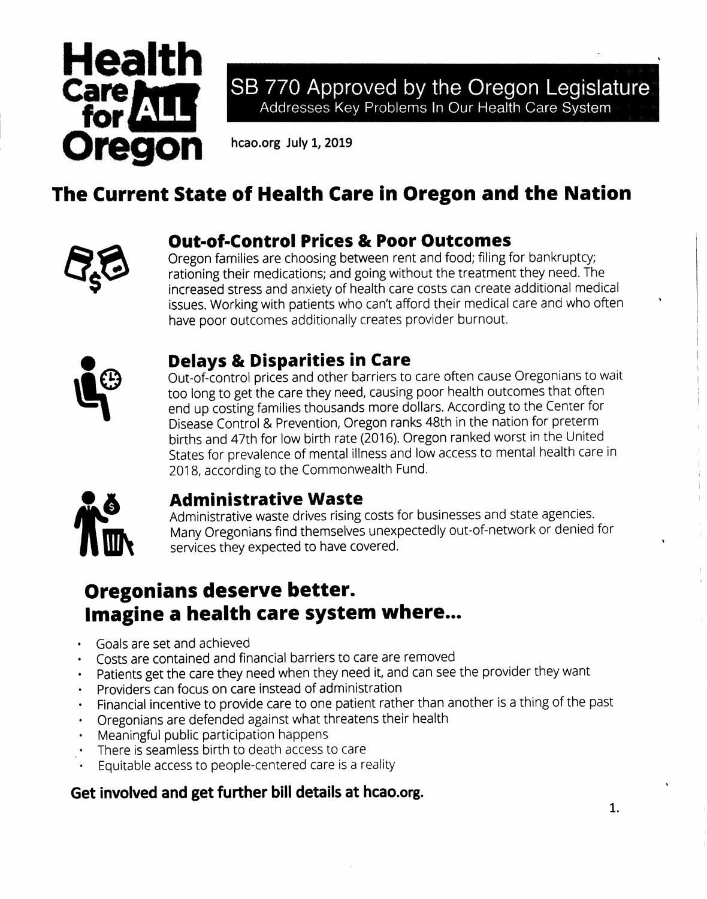# Health Care for ALL Oregon

## SB 770 Approved by the Oregon Legislature

Addresses Key Problems In Our Health Care System

hcao.org July 1, 2019

## The Current State of Health Care in Oregon and the Nation

### Out-of-Control Prices & Poor Outcomes

Oregon families are choosing between rent and food; filing for bankruptcy; rationing their medications; and going without the treatment they need. The increased stress and anxiety of health care costs can create additional medical issues. Working with patients who can't afford their medical care and who often have poor outcomes additionally creates provider burnout.

### Delays & Disparities in Care

Out-of-control prices and other barriers to care often cause Oregonians to wait too long to get the care they need, causing poor health outcomes that often end up costing families thousands more dollars. According to the Center for Disease Control & Prevention, Oregon ranks 48th in the nation for preterm births and 47th for low birth rate (2016). Oregon ranked worst in the United States for prevalence of mental illness and low access to mental health care in 2018, according to the Commonwealth Fund.

### Administrative Waste

Administrative waste drives rising costs for businesses and state agencies. Many Oregonians find themselves unexpectedly out-of-network or denied for services they expected to have covered.

## Oregonians deserve better. Imagine a health care system where...

- Goals are set and achieved
- Costs are contained and financial barriers to care are removed
- Patients get the care they need when they need it, and can see the provider they want
- Providers can focus on care instead of administration
- Financial incentive to provide care to one patient rather than another is a thing of the past
- Oregonians are defended against what threatens their health
- Meaningful public participation happens
- There is seamless birth to death access to care
- Equitable access to people-centered care is a reality

**Get involved and get further bill details at hcao.org.**